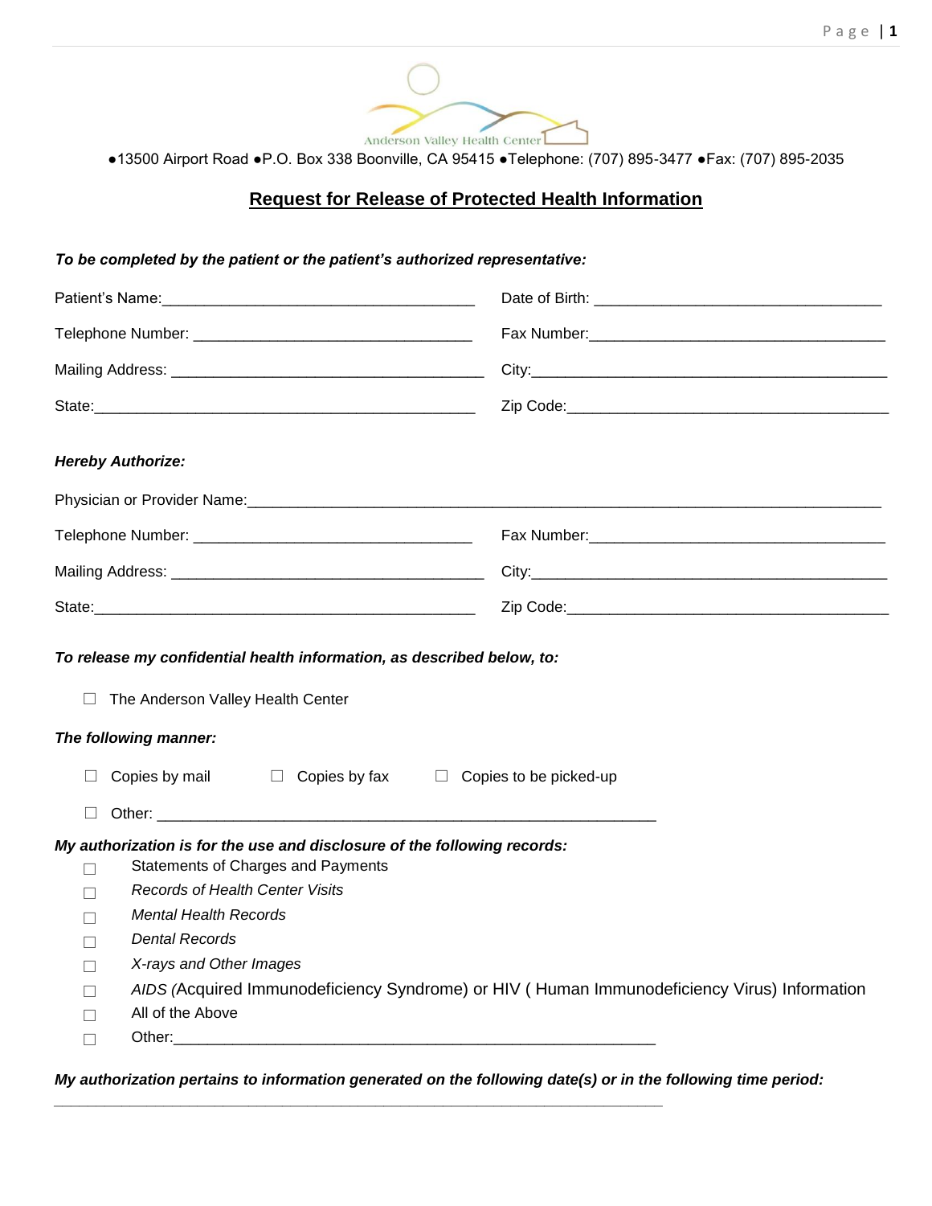Anderson Valley Health Center

●13500 Airport Road ●P.O. Box 338 Boonville, CA 95415 ●Telephone: (707) 895-3477 ●Fax: (707) 895-2035

## Request for Release of Protected Health Information

***To be completed by the patient or the patient's authorized representative:***

Patient's Name:_____________________________________ Date of Birth: _________________________________

Telephone Number: _________________________________ Fax Number:___________________________________

Mailing Address: _____________________________________ City:__________________________________________

State:_____________________________________________ Zip Code:______________________________________

***Hereby Authorize:***

Physician or Provider Name:____________________________________________________________________________

Telephone Number: _________________________________ Fax Number:___________________________________

Mailing Address: _____________________________________ City:__________________________________________

State:_____________________________________________ Zip Code:______________________________________

***To release my confidential health information, as described below, to:***

☐ The Anderson Valley Health Center

***The following manner:***

☐ Copies by mail ☐ Copies by fax ☐ Copies to be picked-up

☐ Other: ____________________________________________________________

***My authorization is for the use and disclosure of the following records:***

- ☐ Statements of Charges and Payments
- ☐ *Records of Health Center Visits*
- ☐ *Mental Health Records*
- ☐ *Dental Records*
- ☐ *X-rays and Other Images*
- ☐ *AIDS (*Acquired Immunodeficiency Syndrome) or HIV ( Human Immunodeficiency Virus) Information
- ☐ All of the Above
- ☐ Other:_________________________________________________________

***My authorization pertains to information generated on the following date(s) or in the following time period:***

__________________________________________________________________________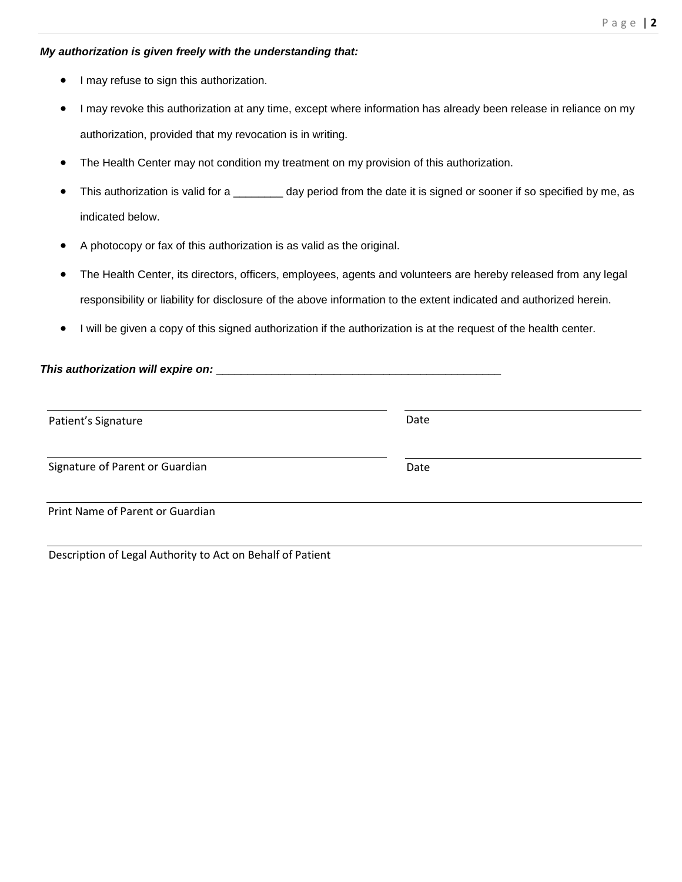***My authorization is given freely with the understanding that:***

- I may refuse to sign this authorization.
- I may revoke this authorization at any time, except where information has already been release in reliance on my authorization, provided that my revocation is in writing.
- The Health Center may not condition my treatment on my provision of this authorization.
- This authorization is valid for a ________ day period from the date it is signed or sooner if so specified by me, as indicated below.
- A photocopy or fax of this authorization is as valid as the original.
- The Health Center, its directors, officers, employees, agents and volunteers are hereby released from any legal responsibility or liability for disclosure of the above information to the extent indicated and authorized herein.
- I will be given a copy of this signed authorization if the authorization is at the request of the health center.

***This authorization will expire on:*** _______________________________________________

_______________________________________ _______________________________

Patient's Signature Date

_______________________________________ _______________________________

Signature of Parent or Guardian Date

_______________________________________________________________________

Print Name of Parent or Guardian

_______________________________________________________________________

Description of Legal Authority to Act on Behalf of Patient